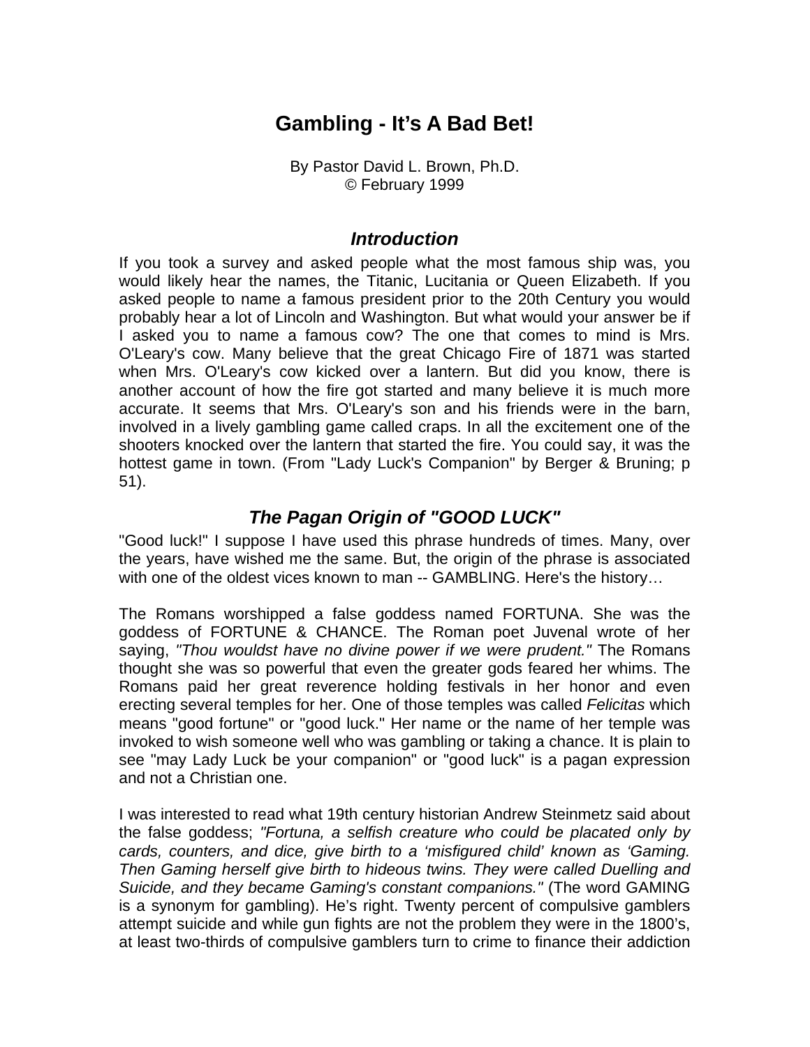# Gambling - It's A Bad Bet!

By Pastor David L. Brown, Ph.D.
© February 1999

## *Introduction*

If you took a survey and asked people what the most famous ship was, you would likely hear the names, the Titanic, Lucitania or Queen Elizabeth. If you asked people to name a famous president prior to the 20th Century you would probably hear a lot of Lincoln and Washington. But what would your answer be if I asked you to name a famous cow? The one that comes to mind is Mrs. O'Leary's cow. Many believe that the great Chicago Fire of 1871 was started when Mrs. O'Leary's cow kicked over a lantern. But did you know, there is another account of how the fire got started and many believe it is much more accurate. It seems that Mrs. O'Leary's son and his friends were in the barn, involved in a lively gambling game called craps. In all the excitement one of the shooters knocked over the lantern that started the fire. You could say, it was the hottest game in town. (From "Lady Luck's Companion" by Berger & Bruning; p 51).

## *The Pagan Origin of "GOOD LUCK"*

"Good luck!" I suppose I have used this phrase hundreds of times. Many, over the years, have wished me the same. But, the origin of the phrase is associated with one of the oldest vices known to man -- GAMBLING. Here's the history…

The Romans worshipped a false goddess named FORTUNA. She was the goddess of FORTUNE & CHANCE. The Roman poet Juvenal wrote of her saying, *"Thou wouldst have no divine power if we were prudent."* The Romans thought she was so powerful that even the greater gods feared her whims. The Romans paid her great reverence holding festivals in her honor and even erecting several temples for her. One of those temples was called *Felicitas* which means "good fortune" or "good luck." Her name or the name of her temple was invoked to wish someone well who was gambling or taking a chance. It is plain to see "may Lady Luck be your companion" or "good luck" is a pagan expression and not a Christian one.

I was interested to read what 19th century historian Andrew Steinmetz said about the false goddess; *"Fortuna, a selfish creature who could be placated only by cards, counters, and dice, give birth to a 'misfigured child' known as 'Gaming. Then Gaming herself give birth to hideous twins. They were called Duelling and Suicide, and they became Gaming's constant companions."* (The word GAMING is a synonym for gambling). He's right. Twenty percent of compulsive gamblers attempt suicide and while gun fights are not the problem they were in the 1800's, at least two-thirds of compulsive gamblers turn to crime to finance their addiction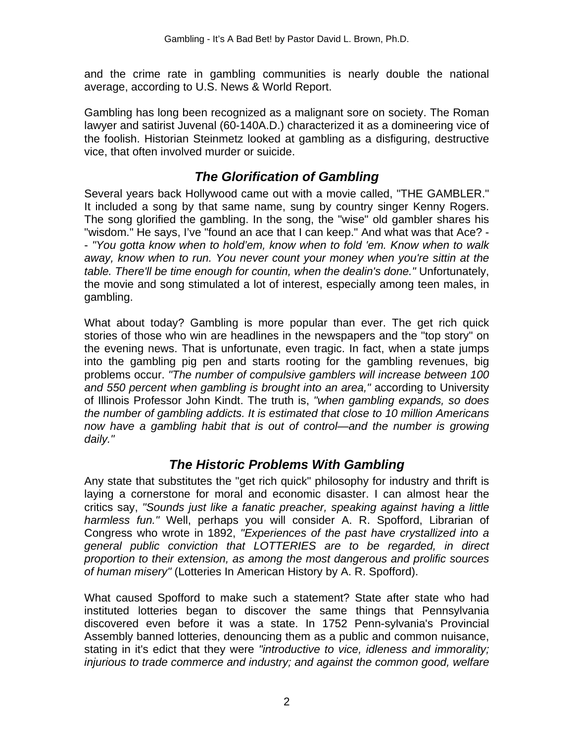and the crime rate in gambling communities is nearly double the national average, according to U.S. News & World Report.

Gambling has long been recognized as a malignant sore on society. The Roman lawyer and satirist Juvenal (60-140A.D.) characterized it as a domineering vice of the foolish. Historian Steinmetz looked at gambling as a disfiguring, destructive vice, that often involved murder or suicide.

## *The Glorification of Gambling*

Several years back Hollywood came out with a movie called, "THE GAMBLER." It included a song by that same name, sung by country singer Kenny Rogers. The song glorified the gambling. In the song, the "wise" old gambler shares his "wisdom." He says, I've "found an ace that I can keep." And what was that Ace? -- *"You gotta know when to hold'em, know when to fold 'em. Know when to walk away, know when to run. You never count your money when you're sittin at the table. There'll be time enough for countin, when the dealin's done."* Unfortunately, the movie and song stimulated a lot of interest, especially among teen males, in gambling.

What about today? Gambling is more popular than ever. The get rich quick stories of those who win are headlines in the newspapers and the "top story" on the evening news. That is unfortunate, even tragic. In fact, when a state jumps into the gambling pig pen and starts rooting for the gambling revenues, big problems occur. *"The number of compulsive gamblers will increase between 100 and 550 percent when gambling is brought into an area,"* according to University of Illinois Professor John Kindt. The truth is, *"when gambling expands, so does the number of gambling addicts. It is estimated that close to 10 million Americans now have a gambling habit that is out of control—and the number is growing daily."*

## *The Historic Problems With Gambling*

Any state that substitutes the "get rich quick" philosophy for industry and thrift is laying a cornerstone for moral and economic disaster. I can almost hear the critics say, *"Sounds just like a fanatic preacher, speaking against having a little harmless fun."* Well, perhaps you will consider A. R. Spofford, Librarian of Congress who wrote in 1892, *"Experiences of the past have crystallized into a general public conviction that LOTTERIES are to be regarded, in direct proportion to their extension, as among the most dangerous and prolific sources of human misery"* (Lotteries In American History by A. R. Spofford).

What caused Spofford to make such a statement? State after state who had instituted lotteries began to discover the same things that Pennsylvania discovered even before it was a state. In 1752 Penn-sylvania's Provincial Assembly banned lotteries, denouncing them as a public and common nuisance, stating in it's edict that they were *"introductive to vice, idleness and immorality; injurious to trade commerce and industry; and against the common good, welfare*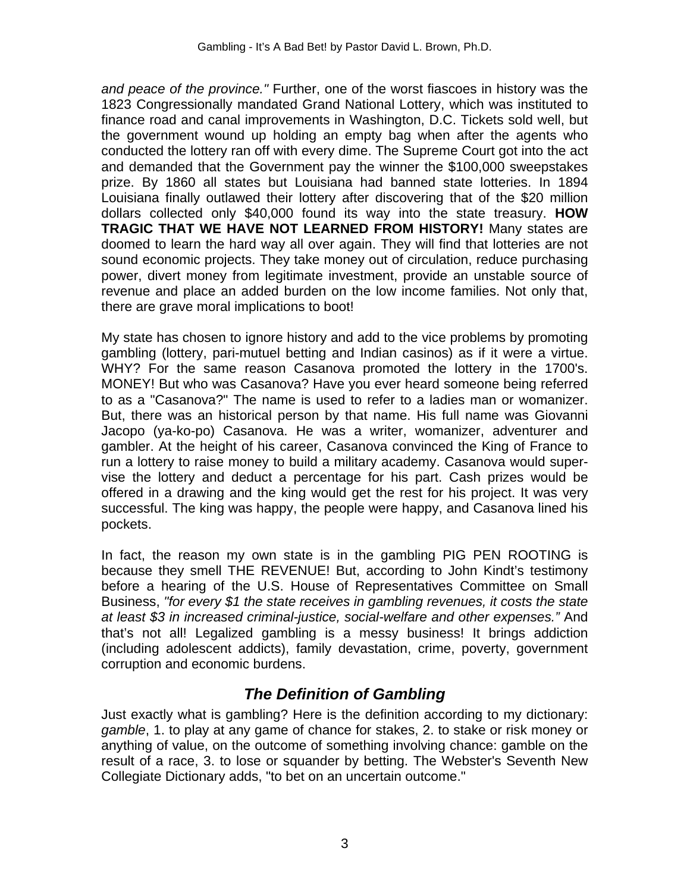*and peace of the province."* Further, one of the worst fiascoes in history was the 1823 Congressionally mandated Grand National Lottery, which was instituted to finance road and canal improvements in Washington, D.C. Tickets sold well, but the government wound up holding an empty bag when after the agents who conducted the lottery ran off with every dime. The Supreme Court got into the act and demanded that the Government pay the winner the $100,000 sweepstakes prize. By 1860 all states but Louisiana had banned state lotteries. In 1894 Louisiana finally outlawed their lottery after discovering that of the $20 million dollars collected only $40,000 found its way into the state treasury. **HOW TRAGIC THAT WE HAVE NOT LEARNED FROM HISTORY!** Many states are doomed to learn the hard way all over again. They will find that lotteries are not sound economic projects. They take money out of circulation, reduce purchasing power, divert money from legitimate investment, provide an unstable source of revenue and place an added burden on the low income families. Not only that, there are grave moral implications to boot!

My state has chosen to ignore history and add to the vice problems by promoting gambling (lottery, pari-mutuel betting and Indian casinos) as if it were a virtue. WHY? For the same reason Casanova promoted the lottery in the 1700's. MONEY! But who was Casanova? Have you ever heard someone being referred to as a "Casanova?" The name is used to refer to a ladies man or womanizer. But, there was an historical person by that name. His full name was Giovanni Jacopo (ya-ko-po) Casanova. He was a writer, womanizer, adventurer and gambler. At the height of his career, Casanova convinced the King of France to run a lottery to raise money to build a military academy. Casanova would supervise the lottery and deduct a percentage for his part. Cash prizes would be offered in a drawing and the king would get the rest for his project. It was very successful. The king was happy, the people were happy, and Casanova lined his pockets.

In fact, the reason my own state is in the gambling PIG PEN ROOTING is because they smell THE REVENUE! But, according to John Kindt's testimony before a hearing of the U.S. House of Representatives Committee on Small Business, *"for every $1 the state receives in gambling revenues, it costs the state at least $3 in increased criminal-justice, social-welfare and other expenses."* And that's not all! Legalized gambling is a messy business! It brings addiction (including adolescent addicts), family devastation, crime, poverty, government corruption and economic burdens.

## *The Definition of Gambling*

Just exactly what is gambling? Here is the definition according to my dictionary: *gamble*, 1. to play at any game of chance for stakes, 2. to stake or risk money or anything of value, on the outcome of something involving chance: gamble on the result of a race, 3. to lose or squander by betting. The Webster's Seventh New Collegiate Dictionary adds, "to bet on an uncertain outcome."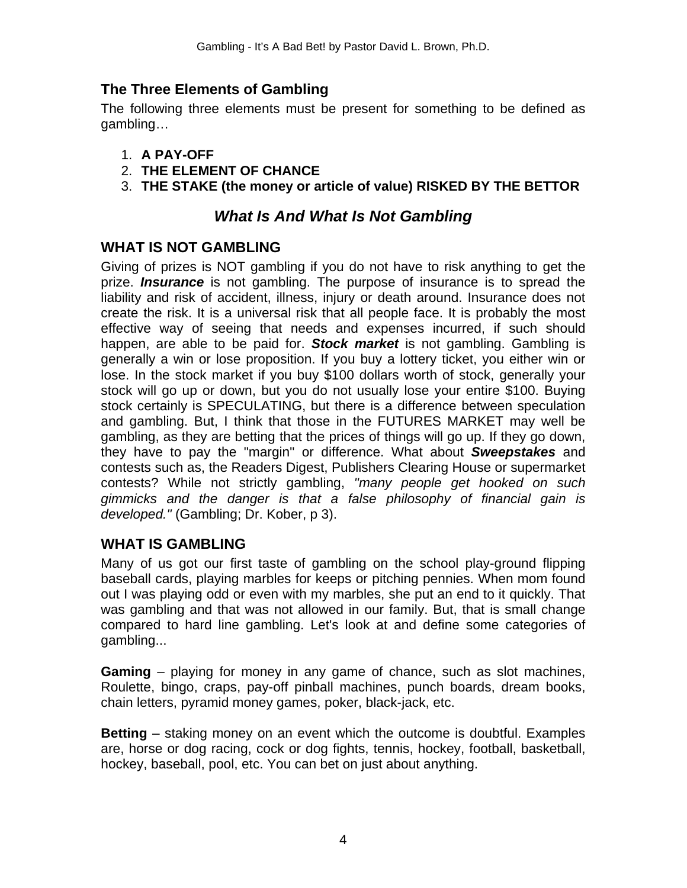## The Three Elements of Gambling

The following three elements must be present for something to be defined as gambling…

1. **A PAY-OFF**
2. **THE ELEMENT OF CHANCE**
3. **THE STAKE (the money or article of value) RISKED BY THE BETTOR**

### *What Is And What Is Not Gambling*

## WHAT IS NOT GAMBLING

Giving of prizes is NOT gambling if you do not have to risk anything to get the prize. ***Insurance*** is not gambling. The purpose of insurance is to spread the liability and risk of accident, illness, injury or death around. Insurance does not create the risk. It is a universal risk that all people face. It is probably the most effective way of seeing that needs and expenses incurred, if such should happen, are able to be paid for. ***Stock market*** is not gambling. Gambling is generally a win or lose proposition. If you buy a lottery ticket, you either win or lose. In the stock market if you buy $100 dollars worth of stock, generally your stock will go up or down, but you do not usually lose your entire $100. Buying stock certainly is SPECULATING, but there is a difference between speculation and gambling. But, I think that those in the FUTURES MARKET may well be gambling, as they are betting that the prices of things will go up. If they go down, they have to pay the "margin" or difference. What about ***Sweepstakes*** and contests such as, the Readers Digest, Publishers Clearing House or supermarket contests? While not strictly gambling, *"many people get hooked on such gimmicks and the danger is that a false philosophy of financial gain is developed."* (Gambling; Dr. Kober, p 3).

## WHAT IS GAMBLING

Many of us got our first taste of gambling on the school play-ground flipping baseball cards, playing marbles for keeps or pitching pennies. When mom found out I was playing odd or even with my marbles, she put an end to it quickly. That was gambling and that was not allowed in our family. But, that is small change compared to hard line gambling. Let's look at and define some categories of gambling...

**Gaming** – playing for money in any game of chance, such as slot machines, Roulette, bingo, craps, pay-off pinball machines, punch boards, dream books, chain letters, pyramid money games, poker, black-jack, etc.

**Betting** – staking money on an event which the outcome is doubtful. Examples are, horse or dog racing, cock or dog fights, tennis, hockey, football, basketball, hockey, baseball, pool, etc. You can bet on just about anything.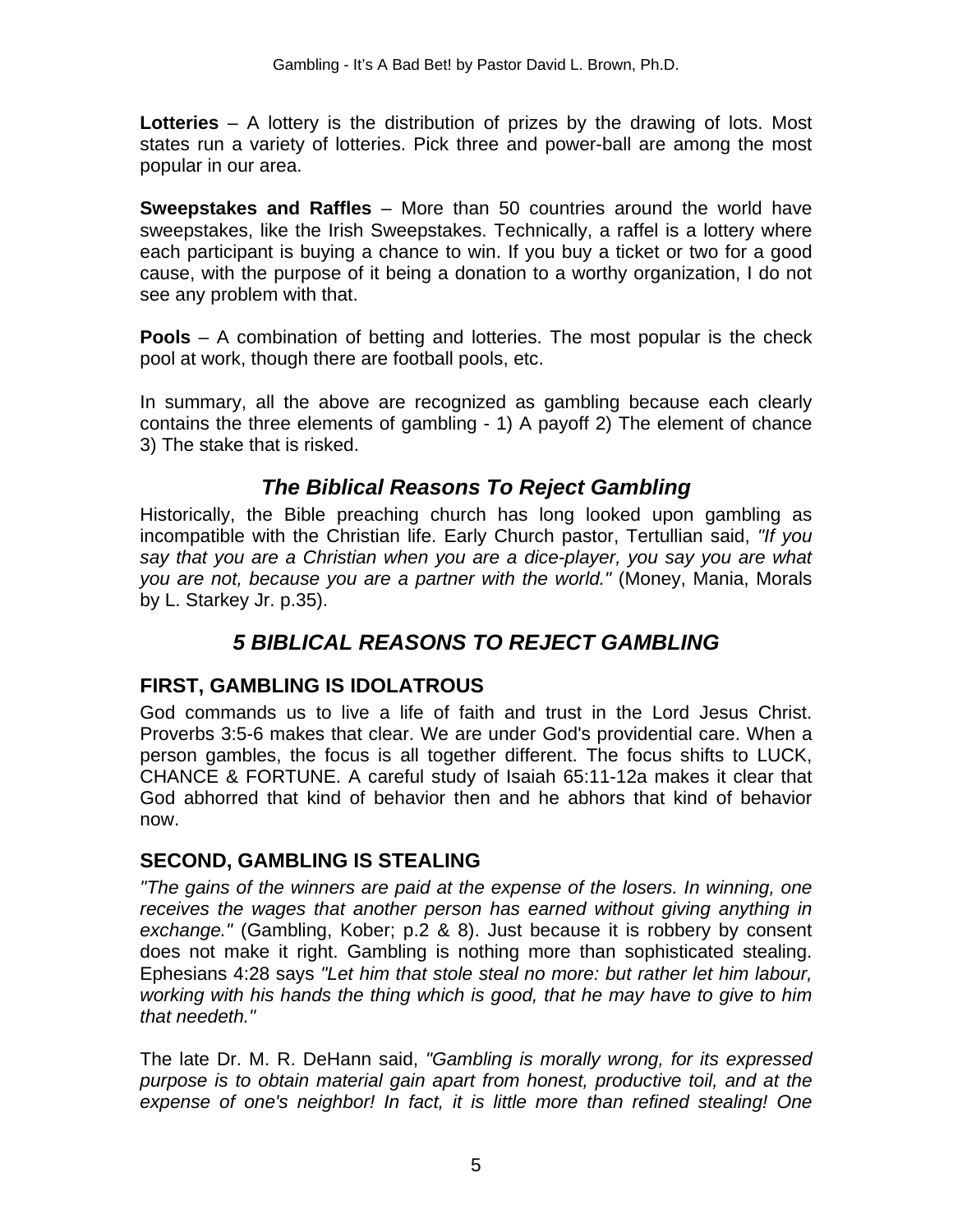**Lotteries** – A lottery is the distribution of prizes by the drawing of lots. Most states run a variety of lotteries. Pick three and power-ball are among the most popular in our area.

**Sweepstakes and Raffles** – More than 50 countries around the world have sweepstakes, like the Irish Sweepstakes. Technically, a raffel is a lottery where each participant is buying a chance to win. If you buy a ticket or two for a good cause, with the purpose of it being a donation to a worthy organization, I do not see any problem with that.

**Pools** – A combination of betting and lotteries. The most popular is the check pool at work, though there are football pools, etc.

In summary, all the above are recognized as gambling because each clearly contains the three elements of gambling - 1) A payoff 2) The element of chance 3) The stake that is risked.

## *The Biblical Reasons To Reject Gambling*

Historically, the Bible preaching church has long looked upon gambling as incompatible with the Christian life. Early Church pastor, Tertullian said, *"If you say that you are a Christian when you are a dice-player, you say you are what you are not, because you are a partner with the world."* (Money, Mania, Morals by L. Starkey Jr. p.35).

## *5 BIBLICAL REASONS TO REJECT GAMBLING*

### FIRST, GAMBLING IS IDOLATROUS

God commands us to live a life of faith and trust in the Lord Jesus Christ. Proverbs 3:5-6 makes that clear. We are under God's providential care. When a person gambles, the focus is all together different. The focus shifts to LUCK, CHANCE & FORTUNE. A careful study of Isaiah 65:11-12a makes it clear that God abhorred that kind of behavior then and he abhors that kind of behavior now.

### SECOND, GAMBLING IS STEALING

*"The gains of the winners are paid at the expense of the losers. In winning, one receives the wages that another person has earned without giving anything in exchange."* (Gambling, Kober; p.2 & 8). Just because it is robbery by consent does not make it right. Gambling is nothing more than sophisticated stealing. Ephesians 4:28 says *"Let him that stole steal no more: but rather let him labour, working with his hands the thing which is good, that he may have to give to him that needeth."*

The late Dr. M. R. DeHann said, *"Gambling is morally wrong, for its expressed purpose is to obtain material gain apart from honest, productive toil, and at the expense of one's neighbor! In fact, it is little more than refined stealing! One*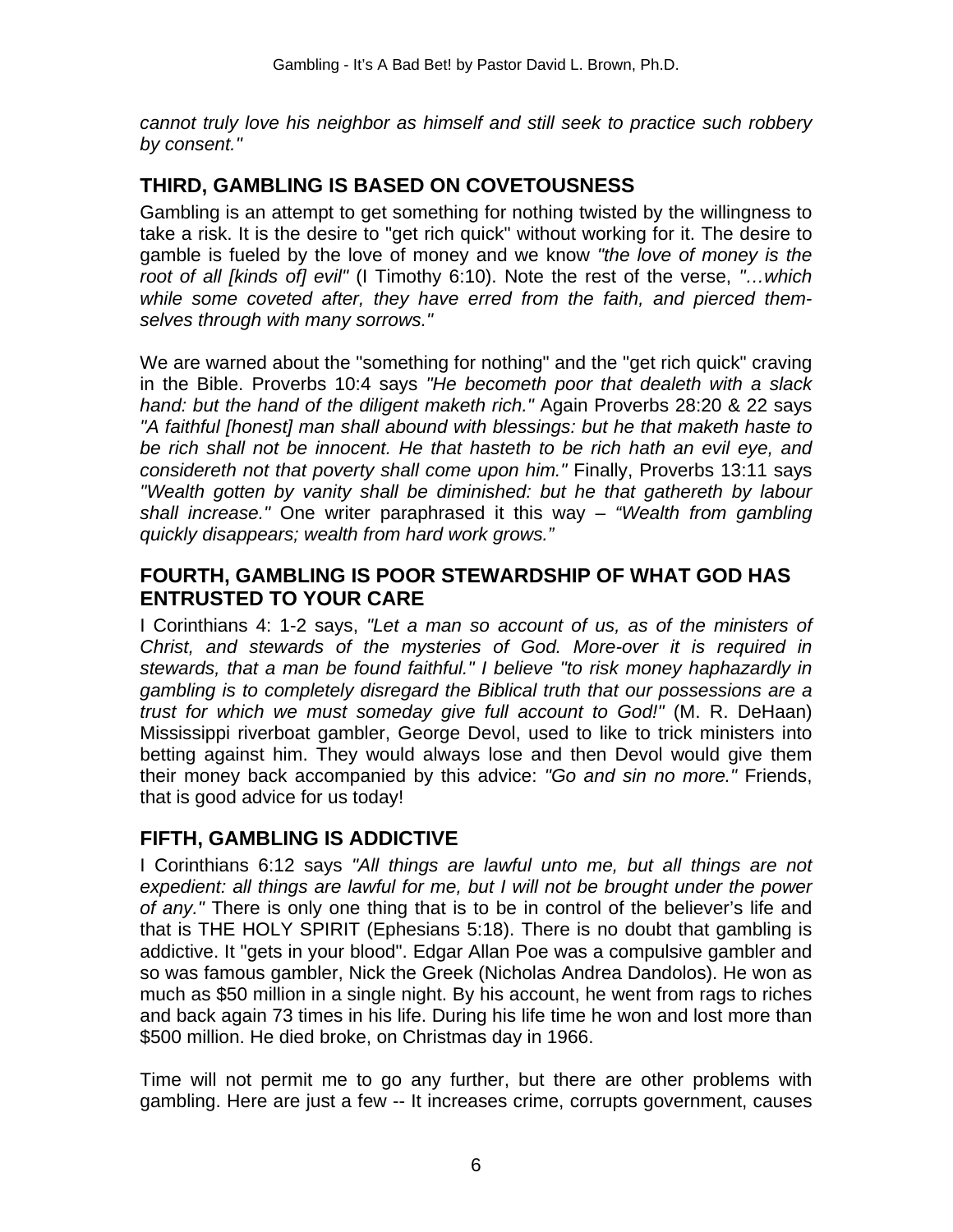*cannot truly love his neighbor as himself and still seek to practice such robbery by consent."*

## THIRD, GAMBLING IS BASED ON COVETOUSNESS

Gambling is an attempt to get something for nothing twisted by the willingness to take a risk. It is the desire to "get rich quick" without working for it. The desire to gamble is fueled by the love of money and we know *"the love of money is the root of all [kinds of] evil"* (I Timothy 6:10). Note the rest of the verse, *"…which while some coveted after, they have erred from the faith, and pierced themselves through with many sorrows."*

We are warned about the "something for nothing" and the "get rich quick" craving in the Bible. Proverbs 10:4 says *"He becometh poor that dealeth with a slack hand: but the hand of the diligent maketh rich."* Again Proverbs 28:20 & 22 says *"A faithful [honest] man shall abound with blessings: but he that maketh haste to be rich shall not be innocent. He that hasteth to be rich hath an evil eye, and considereth not that poverty shall come upon him."* Finally, Proverbs 13:11 says *"Wealth gotten by vanity shall be diminished: but he that gathereth by labour shall increase."* One writer paraphrased it this way – *"Wealth from gambling quickly disappears; wealth from hard work grows."*

## FOURTH, GAMBLING IS POOR STEWARDSHIP OF WHAT GOD HAS ENTRUSTED TO YOUR CARE

I Corinthians 4: 1-2 says, *"Let a man so account of us, as of the ministers of Christ, and stewards of the mysteries of God. More-over it is required in stewards, that a man be found faithful." I believe "to risk money haphazardly in gambling is to completely disregard the Biblical truth that our possessions are a trust for which we must someday give full account to God!"* (M. R. DeHaan) Mississippi riverboat gambler, George Devol, used to like to trick ministers into betting against him. They would always lose and then Devol would give them their money back accompanied by this advice: *"Go and sin no more."* Friends, that is good advice for us today!

## FIFTH, GAMBLING IS ADDICTIVE

I Corinthians 6:12 says *"All things are lawful unto me, but all things are not expedient: all things are lawful for me, but I will not be brought under the power of any."* There is only one thing that is to be in control of the believer's life and that is THE HOLY SPIRIT (Ephesians 5:18). There is no doubt that gambling is addictive. It "gets in your blood". Edgar Allan Poe was a compulsive gambler and so was famous gambler, Nick the Greek (Nicholas Andrea Dandolos). He won as much as $50 million in a single night. By his account, he went from rags to riches and back again 73 times in his life. During his life time he won and lost more than $500 million. He died broke, on Christmas day in 1966.

Time will not permit me to go any further, but there are other problems with gambling. Here are just a few -- It increases crime, corrupts government, causes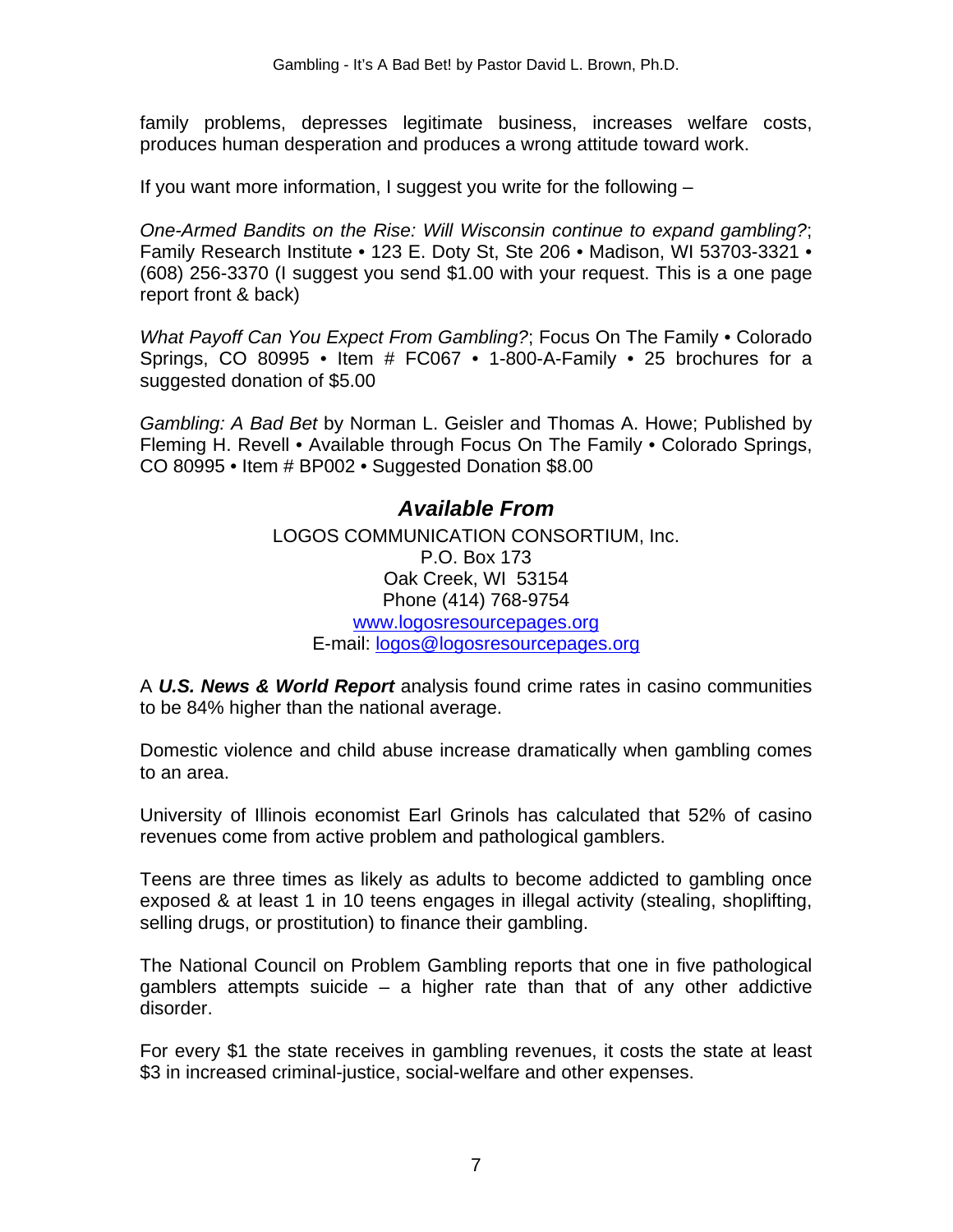family problems, depresses legitimate business, increases welfare costs, produces human desperation and produces a wrong attitude toward work.

If you want more information, I suggest you write for the following –

*One-Armed Bandits on the Rise: Will Wisconsin continue to expand gambling?*; Family Research Institute • 123 E. Doty St, Ste 206 • Madison, WI 53703-3321 • (608) 256-3370 (I suggest you send $1.00 with your request. This is a one page report front & back)

*What Payoff Can You Expect From Gambling?*; Focus On The Family • Colorado Springs, CO 80995 • Item # FC067 • 1-800-A-Family • 25 brochures for a suggested donation of $5.00

*Gambling: A Bad Bet* by Norman L. Geisler and Thomas A. Howe; Published by Fleming H. Revell • Available through Focus On The Family • Colorado Springs, CO 80995 • Item # BP002 • Suggested Donation $8.00

### *Available From*

LOGOS COMMUNICATION CONSORTIUM, Inc.
P.O. Box 173
Oak Creek, WI 53154
Phone (414) 768-9754
www.logosresourcepages.org
E-mail: logos@logosresourcepages.org

A ***U.S. News & World Report*** analysis found crime rates in casino communities to be 84% higher than the national average.

Domestic violence and child abuse increase dramatically when gambling comes to an area.

University of Illinois economist Earl Grinols has calculated that 52% of casino revenues come from active problem and pathological gamblers.

Teens are three times as likely as adults to become addicted to gambling once exposed & at least 1 in 10 teens engages in illegal activity (stealing, shoplifting, selling drugs, or prostitution) to finance their gambling.

The National Council on Problem Gambling reports that one in five pathological gamblers attempts suicide – a higher rate than that of any other addictive disorder.

For every $1 the state receives in gambling revenues, it costs the state at least $3 in increased criminal-justice, social-welfare and other expenses.